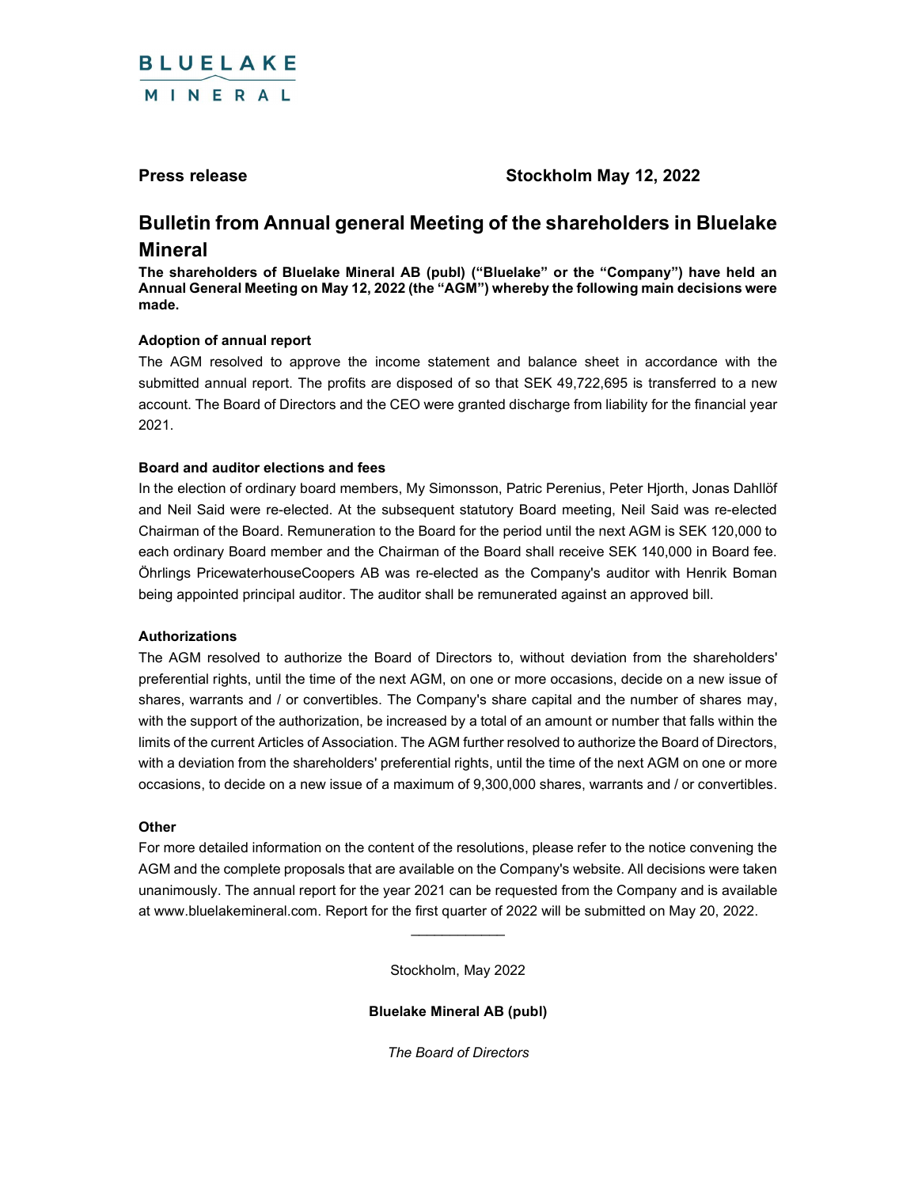BLUELAKE
MINERAL

**Press release** **Stockholm May 12, 2022**

# Bulletin from Annual general Meeting of the shareholders in Bluelake Mineral

**The shareholders of Bluelake Mineral AB (publ) ("Bluelake" or the "Company") have held an Annual General Meeting on May 12, 2022 (the "AGM") whereby the following main decisions were made.**

### Adoption of annual report

The AGM resolved to approve the income statement and balance sheet in accordance with the submitted annual report. The profits are disposed of so that SEK 49,722,695 is transferred to a new account. The Board of Directors and the CEO were granted discharge from liability for the financial year 2021.

### Board and auditor elections and fees

In the election of ordinary board members, My Simonsson, Patric Perenius, Peter Hjorth, Jonas Dahllöf and Neil Said were re-elected. At the subsequent statutory Board meeting, Neil Said was re-elected Chairman of the Board. Remuneration to the Board for the period until the next AGM is SEK 120,000 to each ordinary Board member and the Chairman of the Board shall receive SEK 140,000 in Board fee. Öhrlings PricewaterhouseCoopers AB was re-elected as the Company's auditor with Henrik Boman being appointed principal auditor. The auditor shall be remunerated against an approved bill.

### Authorizations

The AGM resolved to authorize the Board of Directors to, without deviation from the shareholders' preferential rights, until the time of the next AGM, on one or more occasions, decide on a new issue of shares, warrants and / or convertibles. The Company's share capital and the number of shares may, with the support of the authorization, be increased by a total of an amount or number that falls within the limits of the current Articles of Association. The AGM further resolved to authorize the Board of Directors, with a deviation from the shareholders' preferential rights, until the time of the next AGM on one or more occasions, to decide on a new issue of a maximum of 9,300,000 shares, warrants and / or convertibles.

### Other

For more detailed information on the content of the resolutions, please refer to the notice convening the AGM and the complete proposals that are available on the Company's website. All decisions were taken unanimously. The annual report for the year 2021 can be requested from the Company and is available at www.bluelakemineral.com. Report for the first quarter of 2022 will be submitted on May 20, 2022.

\_\_\_\_\_\_\_\_\_\_\_\_

Stockholm, May 2022

**Bluelake Mineral AB (publ)**

*The Board of Directors*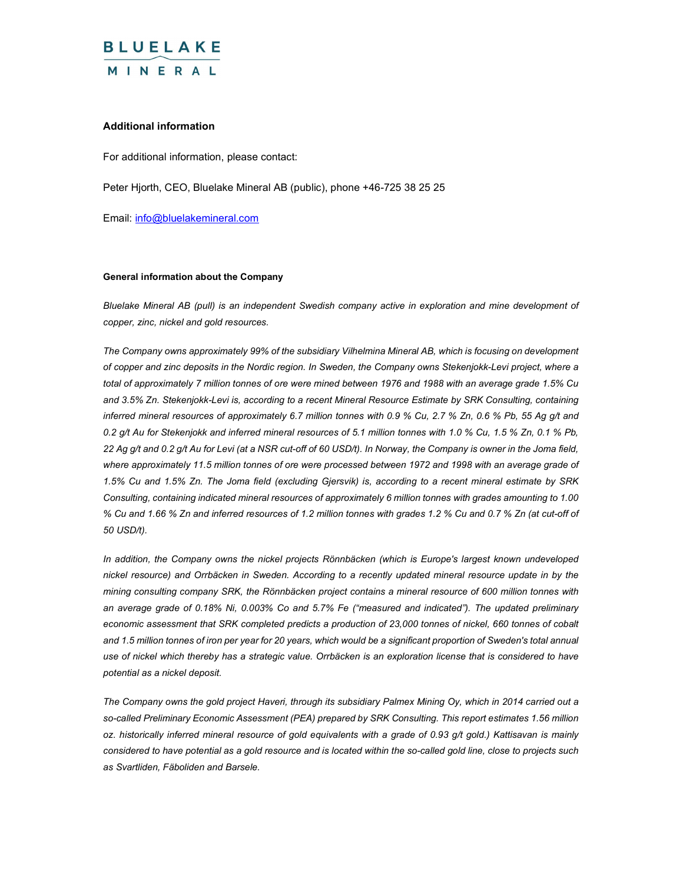## Additional information

For additional information, please contact:

Peter Hjorth, CEO, Bluelake Mineral AB (public), phone +46-725 38 25 25

Email: [info@bluelakemineral.com](mailto:info@bluelakemineral.com)

**General information about the Company**

*Bluelake Mineral AB (pull) is an independent Swedish company active in exploration and mine development of copper, zinc, nickel and gold resources.*

*The Company owns approximately 99% of the subsidiary Vilhelmina Mineral AB, which is focusing on development of copper and zinc deposits in the Nordic region. In Sweden, the Company owns Stekenjokk-Levi project, where a total of approximately 7 million tonnes of ore were mined between 1976 and 1988 with an average grade 1.5% Cu and 3.5% Zn. Stekenjokk-Levi is, according to a recent Mineral Resource Estimate by SRK Consulting, containing inferred mineral resources of approximately 6.7 million tonnes with 0.9 % Cu, 2.7 % Zn, 0.6 % Pb, 55 Ag g/t and 0.2 g/t Au for Stekenjokk and inferred mineral resources of 5.1 million tonnes with 1.0 % Cu, 1.5 % Zn, 0.1 % Pb, 22 Ag g/t and 0.2 g/t Au for Levi (at a NSR cut-off of 60 USD/t). In Norway, the Company is owner in the Joma field, where approximately 11.5 million tonnes of ore were processed between 1972 and 1998 with an average grade of 1.5% Cu and 1.5% Zn. The Joma field (excluding Gjersvik) is, according to a recent mineral estimate by SRK Consulting, containing indicated mineral resources of approximately 6 million tonnes with grades amounting to 1.00 % Cu and 1.66 % Zn and inferred resources of 1.2 million tonnes with grades 1.2 % Cu and 0.7 % Zn (at cut-off of 50 USD/t).*

*In addition, the Company owns the nickel projects Rönnbäcken (which is Europe's largest known undeveloped nickel resource) and Orrbäcken in Sweden. According to a recently updated mineral resource update in by the mining consulting company SRK, the Rönnbäcken project contains a mineral resource of 600 million tonnes with an average grade of 0.18% Ni, 0.003% Co and 5.7% Fe ("measured and indicated"). The updated preliminary economic assessment that SRK completed predicts a production of 23,000 tonnes of nickel, 660 tonnes of cobalt and 1.5 million tonnes of iron per year for 20 years, which would be a significant proportion of Sweden's total annual use of nickel which thereby has a strategic value. Orrbäcken is an exploration license that is considered to have potential as a nickel deposit.*

*The Company owns the gold project Haveri, through its subsidiary Palmex Mining Oy, which in 2014 carried out a so-called Preliminary Economic Assessment (PEA) prepared by SRK Consulting. This report estimates 1.56 million oz. historically inferred mineral resource of gold equivalents with a grade of 0.93 g/t gold.) Kattisavan is mainly considered to have potential as a gold resource and is located within the so-called gold line, close to projects such as Svartliden, Fäboliden and Barsele.*